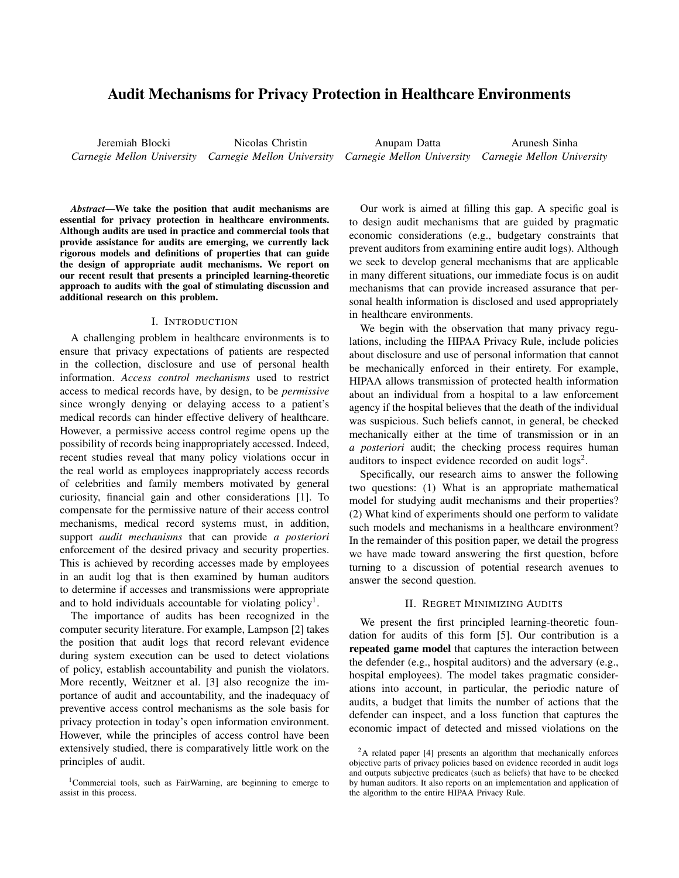# Audit Mechanisms for Privacy Protection in Healthcare Environments

Jeremiah Blocki, *Carnegie Mellon University*
Nicolas Christin, *Carnegie Mellon University*
Anupam Datta, *Carnegie Mellon University*
Arunesh Sinha, *Carnegie Mellon University*

***Abstract*—We take the position that audit mechanisms are essential for privacy protection in healthcare environments. Although audits are used in practice and commercial tools that provide assistance for audits are emerging, we currently lack rigorous models and definitions of properties that can guide the design of appropriate audit mechanisms. We report on our recent result that presents a principled learning-theoretic approach to audits with the goal of stimulating discussion and additional research on this problem.**

## I. Introduction

A challenging problem in healthcare environments is to ensure that privacy expectations of patients are respected in the collection, disclosure and use of personal health information. *Access control mechanisms* used to restrict access to medical records have, by design, to be *permissive* since wrongly denying or delaying access to a patient's medical records can hinder effective delivery of healthcare. However, a permissive access control regime opens up the possibility of records being inappropriately accessed. Indeed, recent studies reveal that many policy violations occur in the real world as employees inappropriately access records of celebrities and family members motivated by general curiosity, financial gain and other considerations [1]. To compensate for the permissive nature of their access control mechanisms, medical record systems must, in addition, support *audit mechanisms* that can provide *a posteriori* enforcement of the desired privacy and security properties. This is achieved by recording accesses made by employees in an audit log that is then examined by human auditors to determine if accesses and transmissions were appropriate and to hold individuals accountable for violating policy[1].

The importance of audits has been recognized in the computer security literature. For example, Lampson [2] takes the position that audit logs that record relevant evidence during system execution can be used to detect violations of policy, establish accountability and punish the violators. More recently, Weitzner et al. [3] also recognize the importance of audit and accountability, and the inadequacy of preventive access control mechanisms as the sole basis for privacy protection in today's open information environment. However, while the principles of access control have been extensively studied, there is comparatively little work on the principles of audit.

Our work is aimed at filling this gap. A specific goal is to design audit mechanisms that are guided by pragmatic economic considerations (e.g., budgetary constraints that prevent auditors from examining entire audit logs). Although we seek to develop general mechanisms that are applicable in many different situations, our immediate focus is on audit mechanisms that can provide increased assurance that personal health information is disclosed and used appropriately in healthcare environments.

We begin with the observation that many privacy regulations, including the HIPAA Privacy Rule, include policies about disclosure and use of personal information that cannot be mechanically enforced in their entirety. For example, HIPAA allows transmission of protected health information about an individual from a hospital to a law enforcement agency if the hospital believes that the death of the individual was suspicious. Such beliefs cannot, in general, be checked mechanically either at the time of transmission or in an *a posteriori* audit; the checking process requires human auditors to inspect evidence recorded on audit logs[2].

Specifically, our research aims to answer the following two questions: (1) What is an appropriate mathematical model for studying audit mechanisms and their properties? (2) What kind of experiments should one perform to validate such models and mechanisms in a healthcare environment? In the remainder of this position paper, we detail the progress we have made toward answering the first question, before turning to a discussion of potential research avenues to answer the second question.

## II. Regret Minimizing Audits

We present the first principled learning-theoretic foundation for audits of this form [5]. Our contribution is a **repeated game model** that captures the interaction between the defender (e.g., hospital auditors) and the adversary (e.g., hospital employees). The model takes pragmatic considerations into account, in particular, the periodic nature of audits, a budget that limits the number of actions that the defender can inspect, and a loss function that captures the economic impact of detected and missed violations on the

[1] Commercial tools, such as FairWarning, are beginning to emerge to assist in this process.

[2] A related paper [4] presents an algorithm that mechanically enforces objective parts of privacy policies based on evidence recorded in audit logs and outputs subjective predicates (such as beliefs) that have to be checked by human auditors. It also reports on an implementation and application of the algorithm to the entire HIPAA Privacy Rule.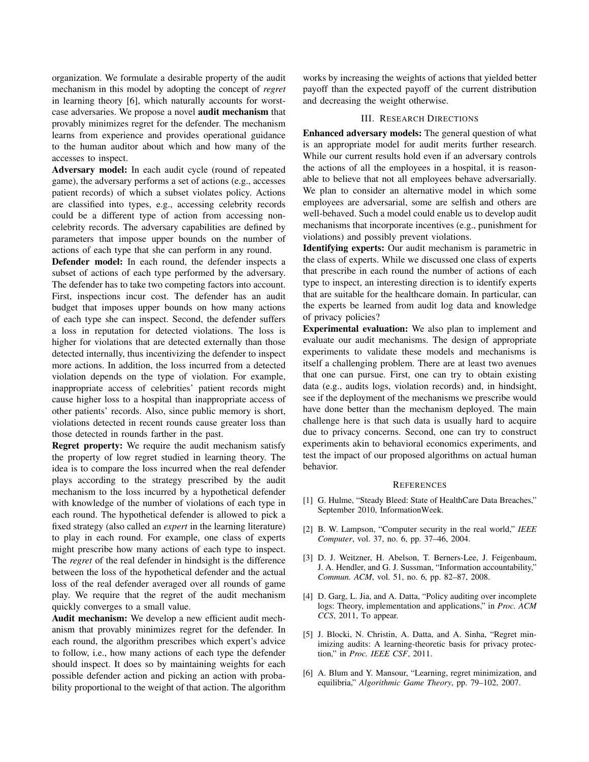organization. We formulate a desirable property of the audit mechanism in this model by adopting the concept of *regret* in learning theory [6], which naturally accounts for worst-case adversaries. We propose a novel **audit mechanism** that provably minimizes regret for the defender. The mechanism learns from experience and provides operational guidance to the human auditor about which and how many of the accesses to inspect.

**Adversary model:** In each audit cycle (round of repeated game), the adversary performs a set of actions (e.g., accesses patient records) of which a subset violates policy. Actions are classified into types, e.g., accessing celebrity records could be a different type of action from accessing non-celebrity records. The adversary capabilities are defined by parameters that impose upper bounds on the number of actions of each type that she can perform in any round.

**Defender model:** In each round, the defender inspects a subset of actions of each type performed by the adversary. The defender has to take two competing factors into account. First, inspections incur cost. The defender has an audit budget that imposes upper bounds on how many actions of each type she can inspect. Second, the defender suffers a loss in reputation for detected violations. The loss is higher for violations that are detected externally than those detected internally, thus incentivizing the defender to inspect more actions. In addition, the loss incurred from a detected violation depends on the type of violation. For example, inappropriate access of celebrities' patient records might cause higher loss to a hospital than inappropriate access of other patients' records. Also, since public memory is short, violations detected in recent rounds cause greater loss than those detected in rounds farther in the past.

**Regret property:** We require the audit mechanism satisfy the property of low regret studied in learning theory. The idea is to compare the loss incurred when the real defender plays according to the strategy prescribed by the audit mechanism to the loss incurred by a hypothetical defender with knowledge of the number of violations of each type in each round. The hypothetical defender is allowed to pick a fixed strategy (also called an *expert* in the learning literature) to play in each round. For example, one class of experts might prescribe how many actions of each type to inspect. The *regret* of the real defender in hindsight is the difference between the loss of the hypothetical defender and the actual loss of the real defender averaged over all rounds of game play. We require that the regret of the audit mechanism quickly converges to a small value.

**Audit mechanism:** We develop a new efficient audit mechanism that provably minimizes regret for the defender. In each round, the algorithm prescribes which expert's advice to follow, i.e., how many actions of each type the defender should inspect. It does so by maintaining weights for each possible defender action and picking an action with probability proportional to the weight of that action. The algorithm works by increasing the weights of actions that yielded better payoff than the expected payoff of the current distribution and decreasing the weight otherwise.

## III. Research Directions

**Enhanced adversary models:** The general question of what is an appropriate model for audit merits further research. While our current results hold even if an adversary controls the actions of all the employees in a hospital, it is reasonable to believe that not all employees behave adversarially. We plan to consider an alternative model in which some employees are adversarial, some are selfish and others are well-behaved. Such a model could enable us to develop audit mechanisms that incorporate incentives (e.g., punishment for violations) and possibly prevent violations.

**Identifying experts:** Our audit mechanism is parametric in the class of experts. While we discussed one class of experts that prescribe in each round the number of actions of each type to inspect, an interesting direction is to identify experts that are suitable for the healthcare domain. In particular, can the experts be learned from audit log data and knowledge of privacy policies?

**Experimental evaluation:** We also plan to implement and evaluate our audit mechanisms. The design of appropriate experiments to validate these models and mechanisms is itself a challenging problem. There are at least two avenues that one can pursue. First, one can try to obtain existing data (e.g., audits logs, violation records) and, in hindsight, see if the deployment of the mechanisms we prescribe would have done better than the mechanism deployed. The main challenge here is that such data is usually hard to acquire due to privacy concerns. Second, one can try to construct experiments akin to behavioral economics experiments, and test the impact of our proposed algorithms on actual human behavior.

## References

[1] G. Hulme, "Steady Bleed: State of HealthCare Data Breaches," September 2010, InformationWeek.

[2] B. W. Lampson, "Computer security in the real world," *IEEE Computer*, vol. 37, no. 6, pp. 37–46, 2004.

[3] D. J. Weitzner, H. Abelson, T. Berners-Lee, J. Feigenbaum, J. A. Hendler, and G. J. Sussman, "Information accountability," *Commun. ACM*, vol. 51, no. 6, pp. 82–87, 2008.

[4] D. Garg, L. Jia, and A. Datta, "Policy auditing over incomplete logs: Theory, implementation and applications," in *Proc. ACM CCS*, 2011, To appear.

[5] J. Blocki, N. Christin, A. Datta, and A. Sinha, "Regret minimizing audits: A learning-theoretic basis for privacy protection," in *Proc. IEEE CSF*, 2011.

[6] A. Blum and Y. Mansour, "Learning, regret minimization, and equilibria," *Algorithmic Game Theory*, pp. 79–102, 2007.